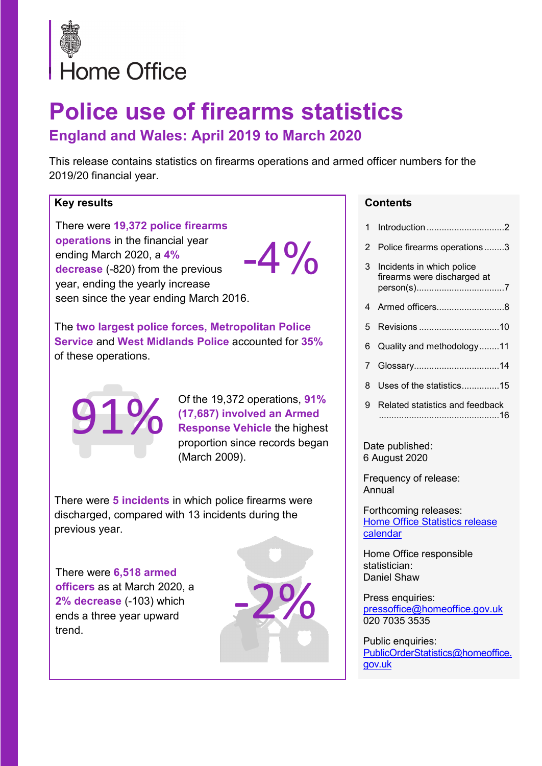Home Office

# Police use of firearms statistics

## England and Wales: April 2019 to March 2020

This release contains statistics on firearms operations and armed officer numbers for the 2019/20 financial year.

### Key results

There were **19,372 police firearms operations** in the financial year ending March 2020, a **4% decrease** (-820) from the previous year, ending the yearly increase seen since the year ending March 2016.

-4%

The **two largest police forces, Metropolitan Police Service** and **West Midlands Police** accounted for **35%** of these operations.

91%

Of the 19,372 operations, **91% (17,687) involved an Armed Response Vehicle** the highest proportion since records began (March 2009).

There were **5 incidents** in which police firearms were discharged, compared with 13 incidents during the previous year.

There were **6,518 armed officers** as at March 2020, a **2% decrease** (-103) which ends a three year upward trend.

-2%

### Contents

1. Introduction ..............................2
2. Police firearms operations ........3
3. Incidents in which police firearms were discharged at person(s)..................................7
4. Armed officers..........................8
5. Revisions ...............................10
6. Quality and methodology........11
7. Glossary.................................14
8. Uses of the statistics...............15
9. Related statistics and feedback ...............................................16

Date published:
6 August 2020

Frequency of release:
Annual

Forthcoming releases:
Home Office Statistics release calendar

Home Office responsible statistician:
Daniel Shaw

Press enquiries:
pressoffice@homeoffice.gov.uk
020 7035 3535

Public enquiries:
PublicOrderStatistics@homeoffice.gov.uk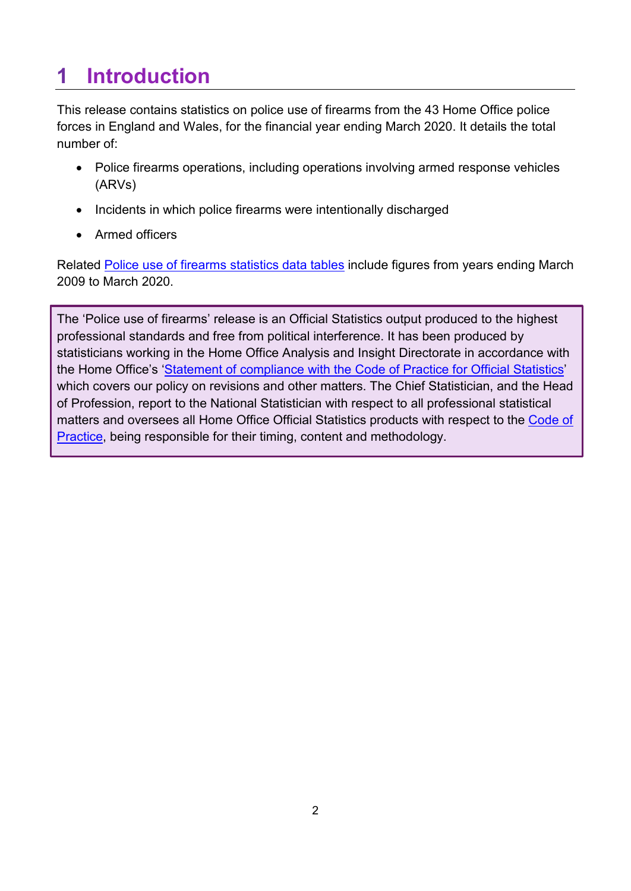# 1 Introduction

This release contains statistics on police use of firearms from the 43 Home Office police forces in England and Wales, for the financial year ending March 2020. It details the total number of:

- Police firearms operations, including operations involving armed response vehicles (ARVs)
- Incidents in which police firearms were intentionally discharged
- Armed officers

Related Police use of firearms statistics data tables include figures from years ending March 2009 to March 2020.

> The 'Police use of firearms' release is an Official Statistics output produced to the highest professional standards and free from political interference. It has been produced by statisticians working in the Home Office Analysis and Insight Directorate in accordance with the Home Office's 'Statement of compliance with the Code of Practice for Official Statistics' which covers our policy on revisions and other matters. The Chief Statistician, and the Head of Profession, report to the National Statistician with respect to all professional statistical matters and oversees all Home Office Official Statistics products with respect to the Code of Practice, being responsible for their timing, content and methodology.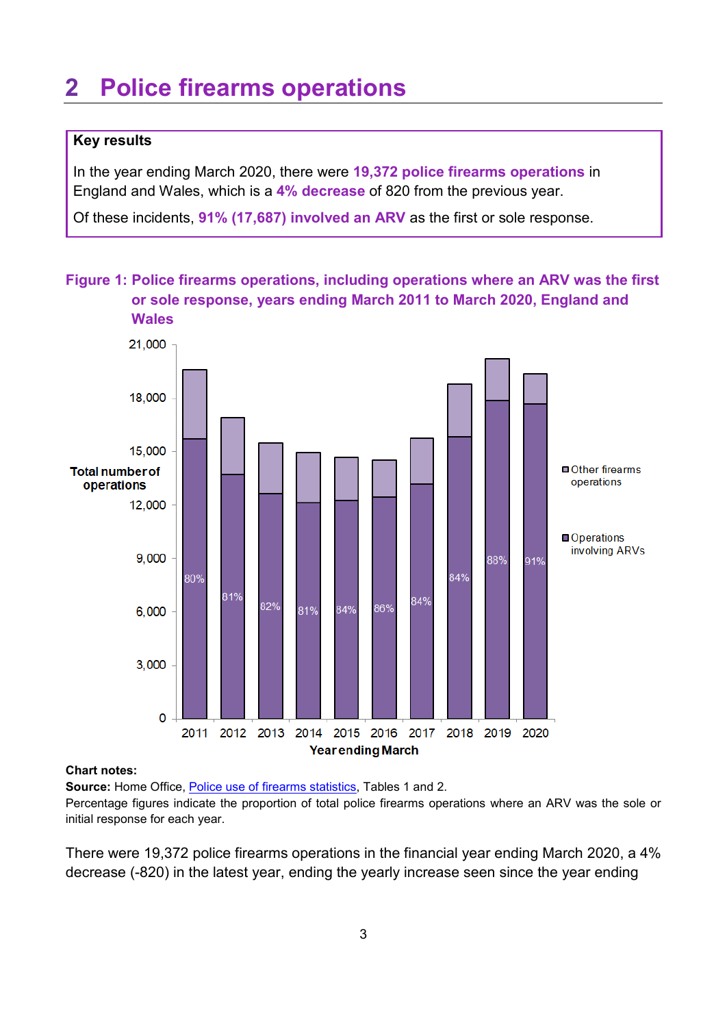# 2 Police firearms operations

**Key results**

In the year ending March 2020, there were **19,372 police firearms operations** in England and Wales, which is a **4% decrease** of 820 from the previous year.

Of these incidents, **91% (17,687) involved an ARV** as the first or sole response.

**Figure 1: Police firearms operations, including operations where an ARV was the first or sole response, years ending March 2011 to March 2020, England and Wales**

**Chart notes:**

**Source:** Home Office, Police use of firearms statistics, Tables 1 and 2.

Percentage figures indicate the proportion of total police firearms operations where an ARV was the sole or initial response for each year.

There were 19,372 police firearms operations in the financial year ending March 2020, a 4% decrease (-820) in the latest year, ending the yearly increase seen since the year ending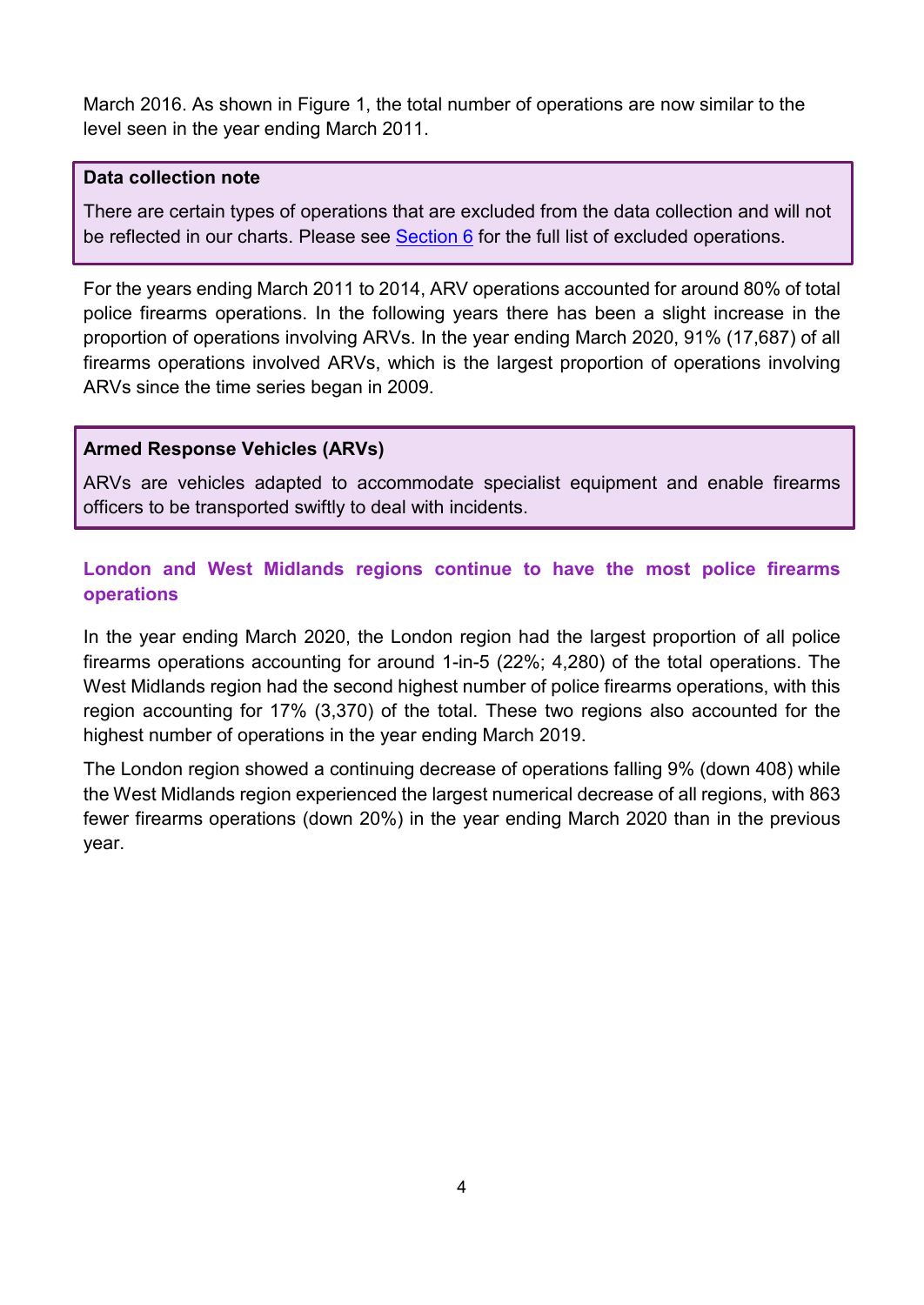March 2016. As shown in Figure 1, the total number of operations are now similar to the level seen in the year ending March 2011.

> **Data collection note**
>
> There are certain types of operations that are excluded from the data collection and will not be reflected in our charts. Please see Section 6 for the full list of excluded operations.

For the years ending March 2011 to 2014, ARV operations accounted for around 80% of total police firearms operations. In the following years there has been a slight increase in the proportion of operations involving ARVs. In the year ending March 2020, 91% (17,687) of all firearms operations involved ARVs, which is the largest proportion of operations involving ARVs since the time series began in 2009.

> **Armed Response Vehicles (ARVs)**
>
> ARVs are vehicles adapted to accommodate specialist equipment and enable firearms officers to be transported swiftly to deal with incidents.

### London and West Midlands regions continue to have the most police firearms operations

In the year ending March 2020, the London region had the largest proportion of all police firearms operations accounting for around 1-in-5 (22%; 4,280) of the total operations. The West Midlands region had the second highest number of police firearms operations, with this region accounting for 17% (3,370) of the total. These two regions also accounted for the highest number of operations in the year ending March 2019.

The London region showed a continuing decrease of operations falling 9% (down 408) while the West Midlands region experienced the largest numerical decrease of all regions, with 863 fewer firearms operations (down 20%) in the year ending March 2020 than in the previous year.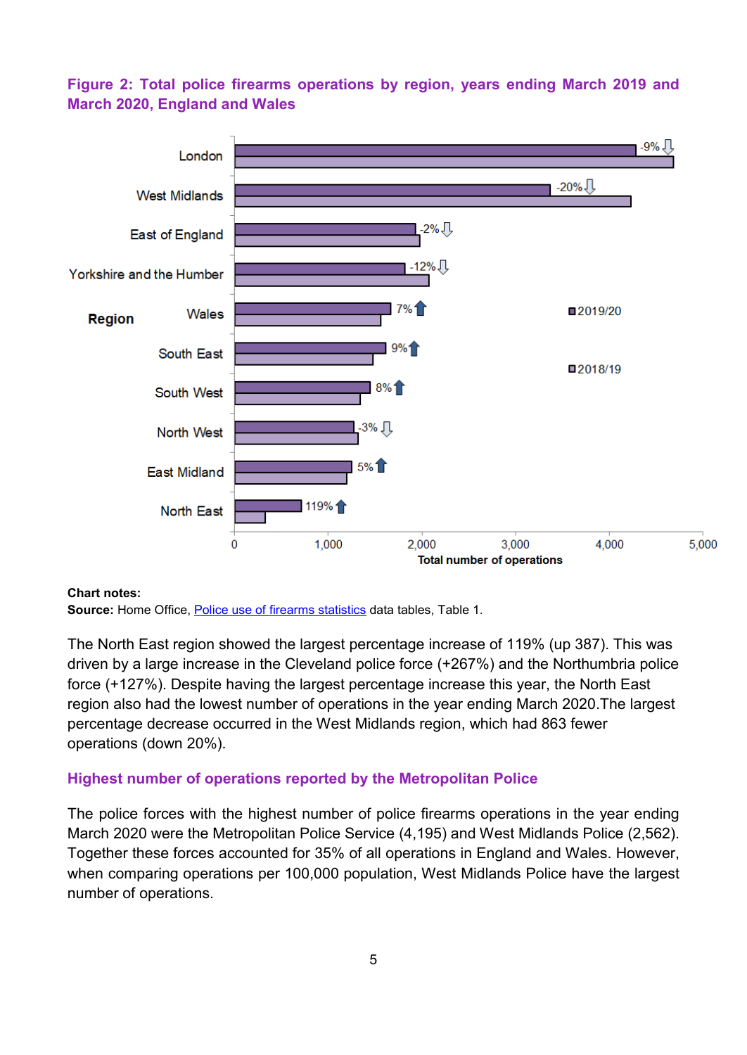### Figure 2: Total police firearms operations by region, years ending March 2019 and March 2020, England and Wales

| Region | 2019/20 vs 2018/19 change |
|---|---|
| London | -9% |
| West Midlands | -20% |
| East of England | -2% |
| Yorkshire and the Humber | -12% |
| Wales | 7% |
| South East | 9% |
| South West | 8% |
| North West | -3% |
| East Midland | 5% |
| North East | 119% |

Total number of operations

**Chart notes:**

**Source:** Home Office, Police use of firearms statistics data tables, Table 1.

The North East region showed the largest percentage increase of 119% (up 387). This was driven by a large increase in the Cleveland police force (+267%) and the Northumbria police force (+127%). Despite having the largest percentage increase this year, the North East region also had the lowest number of operations in the year ending March 2020.The largest percentage decrease occurred in the West Midlands region, which had 863 fewer operations (down 20%).

### Highest number of operations reported by the Metropolitan Police

The police forces with the highest number of police firearms operations in the year ending March 2020 were the Metropolitan Police Service (4,195) and West Midlands Police (2,562). Together these forces accounted for 35% of all operations in England and Wales. However, when comparing operations per 100,000 population, West Midlands Police have the largest number of operations.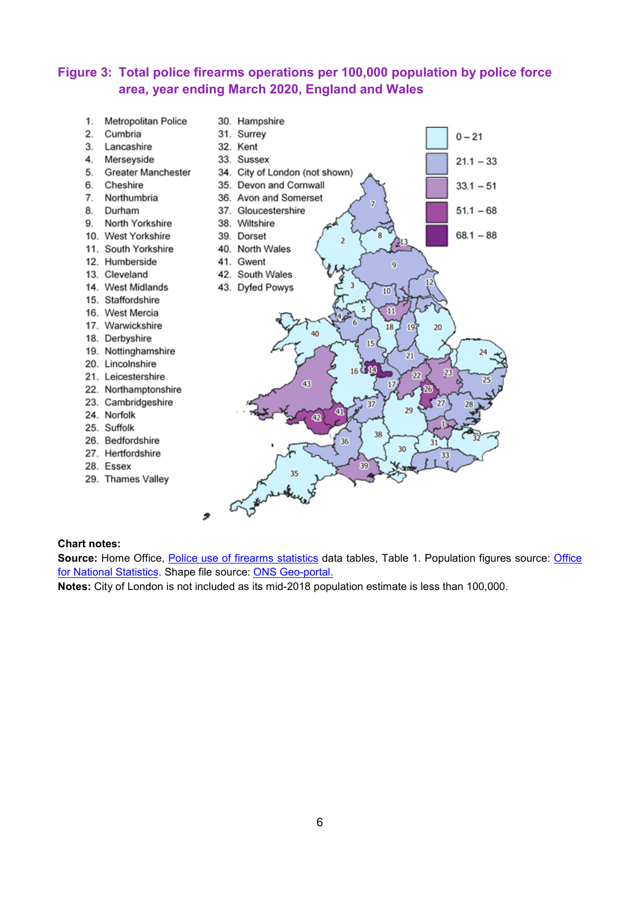### Figure 3: Total police firearms operations per 100,000 population by police force area, year ending March 2020, England and Wales

1. Metropolitan Police
2. Cumbria
3. Lancashire
4. Merseyside
5. Greater Manchester
6. Cheshire
7. Northumbria
8. Durham
9. North Yorkshire
10. West Yorkshire
11. South Yorkshire
12. Humberside
13. Cleveland
14. West Midlands
15. Staffordshire
16. West Mercia
17. Warwickshire
18. Derbyshire
19. Nottinghamshire
20. Lincolnshire
21. Leicestershire
22. Northamptonshire
23. Cambridgeshire
24. Norfolk
25. Suffolk
26. Bedfordshire
27. Hertfordshire
28. Essex
29. Thames Valley
30. Hampshire
31. Surrey
32. Kent
33. Sussex
34. City of London (not shown)
35. Devon and Cornwall
36. Avon and Somerset
37. Gloucestershire
38. Wiltshire
39. Dorset
40. North Wales
41. Gwent
42. South Wales
43. Dyfed Powys

Legend: 0 – 21; 21.1 – 33; 33.1 – 51; 51.1 – 68; 68.1 – 88

**Chart notes:**

**Source:** Home Office, Police use of firearms statistics data tables, Table 1. Population figures source: Office for National Statistics. Shape file source: ONS Geo-portal.

**Notes:** City of London is not included as its mid-2018 population estimate is less than 100,000.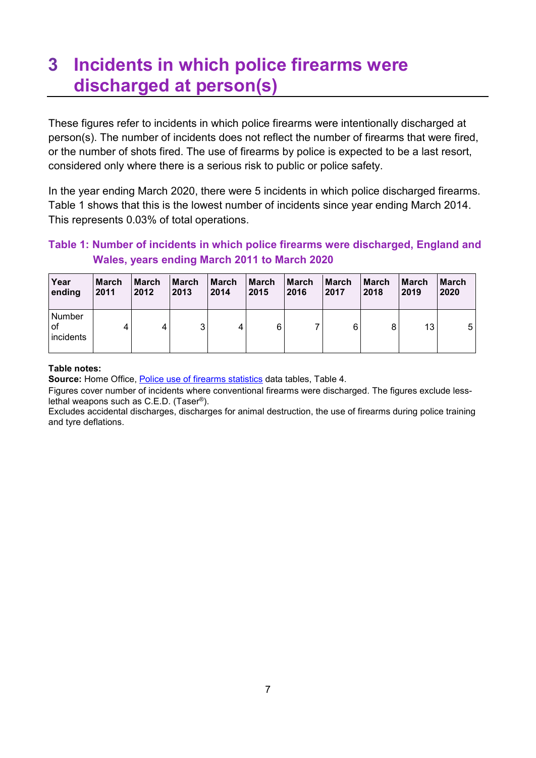# 3 Incidents in which police firearms were discharged at person(s)

These figures refer to incidents in which police firearms were intentionally discharged at person(s). The number of incidents does not reflect the number of firearms that were fired, or the number of shots fired. The use of firearms by police is expected to be a last resort, considered only where there is a serious risk to public or police safety.

In the year ending March 2020, there were 5 incidents in which police discharged firearms. Table 1 shows that this is the lowest number of incidents since year ending March 2014. This represents 0.03% of total operations.

### Table 1: Number of incidents in which police firearms were discharged, England and Wales, years ending March 2011 to March 2020

| Year ending | March 2011 | March 2012 | March 2013 | March 2014 | March 2015 | March 2016 | March 2017 | March 2018 | March 2019 | March 2020 |
|---|---|---|---|---|---|---|---|---|---|---|
| Number of incidents | 4 | 4 | 3 | 4 | 6 | 7 | 6 | 8 | 13 | 5 |

**Table notes:**

**Source:** Home Office, Police use of firearms statistics data tables, Table 4.

Figures cover number of incidents where conventional firearms were discharged. The figures exclude less-lethal weapons such as C.E.D. (Taser®).

Excludes accidental discharges, discharges for animal destruction, the use of firearms during police training and tyre deflations.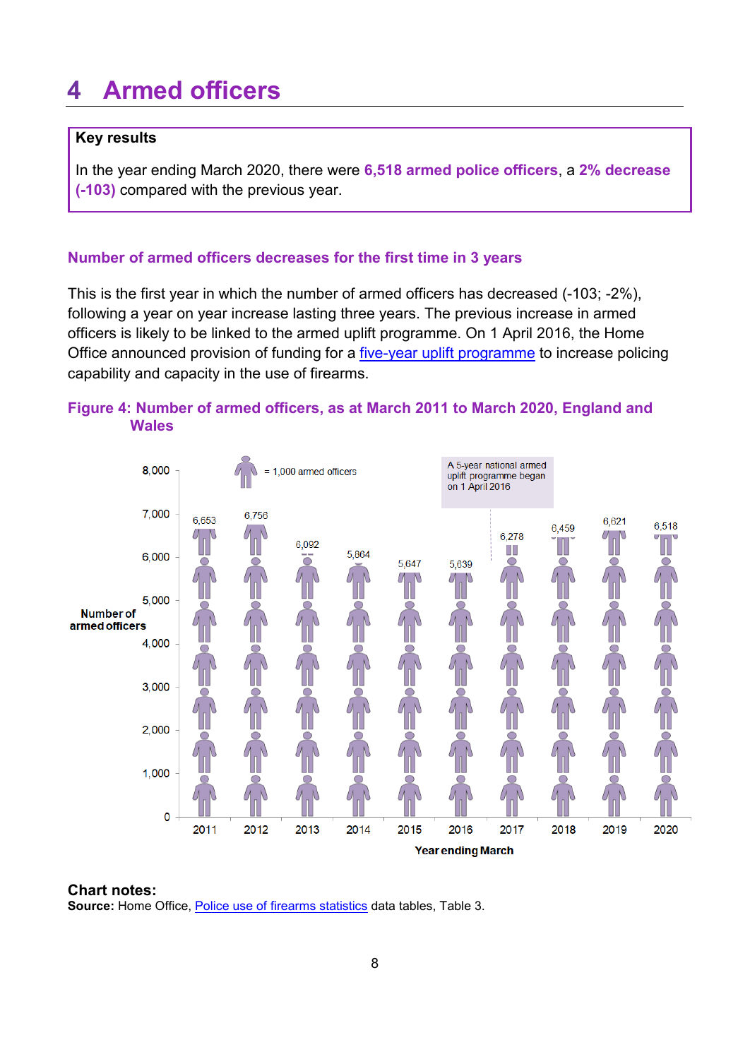# 4 Armed officers

**Key results**

In the year ending March 2020, there were **6,518 armed police officers**, a **2% decrease (-103)** compared with the previous year.

### Number of armed officers decreases for the first time in 3 years

This is the first year in which the number of armed officers has decreased (-103; -2%), following a year on year increase lasting three years. The previous increase in armed officers is likely to be linked to the armed uplift programme. On 1 April 2016, the Home Office announced provision of funding for a five-year uplift programme to increase policing capability and capacity in the use of firearms.

### Figure 4: Number of armed officers, as at March 2011 to March 2020, England and Wales

| Year ending March | Number of armed officers |
|---|---|
| 2011 | 6,653 |
| 2012 | 6,756 |
| 2013 | 6,092 |
| 2014 | 5,864 |
| 2015 | 5,647 |
| 2016 | 5,639 |
| 2017 | 6,278 |
| 2018 | 6,459 |
| 2019 | 6,621 |
| 2020 | 6,518 |

= 1,000 armed officers

A 5-year national armed uplift programme began on 1 April 2016

**Chart notes:**
**Source:** Home Office, Police use of firearms statistics data tables, Table 3.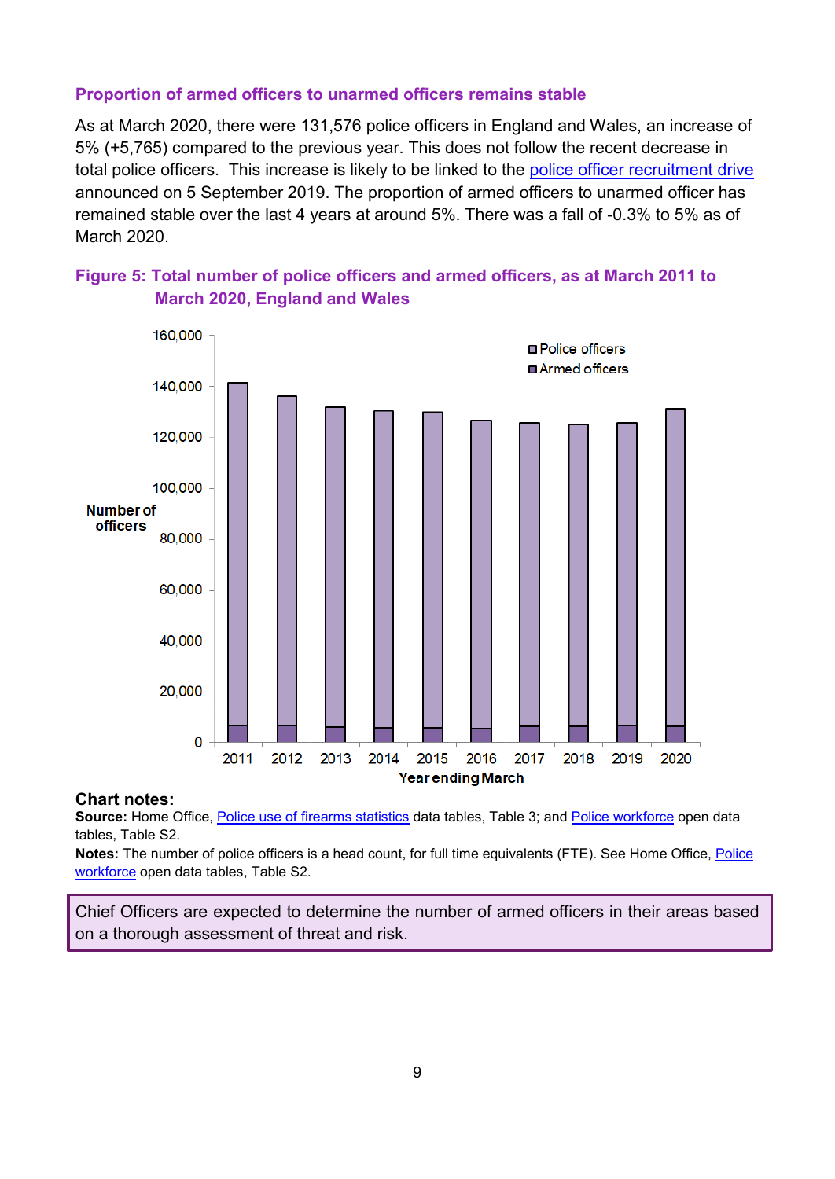### Proportion of armed officers to unarmed officers remains stable

As at March 2020, there were 131,576 police officers in England and Wales, an increase of 5% (+5,765) compared to the previous year. This does not follow the recent decrease in total police officers. This increase is likely to be linked to the police officer recruitment drive announced on 5 September 2019. The proportion of armed officers to unarmed officer has remained stable over the last 4 years at around 5%. There was a fall of -0.3% to 5% as of March 2020.

**Figure 5: Total number of police officers and armed officers, as at March 2011 to March 2020, England and Wales**

**Chart notes:**

**Source:** Home Office, Police use of firearms statistics data tables, Table 3; and Police workforce open data tables, Table S2.

**Notes:** The number of police officers is a head count, for full time equivalents (FTE). See Home Office, Police workforce open data tables, Table S2.

> Chief Officers are expected to determine the number of armed officers in their areas based on a thorough assessment of threat and risk.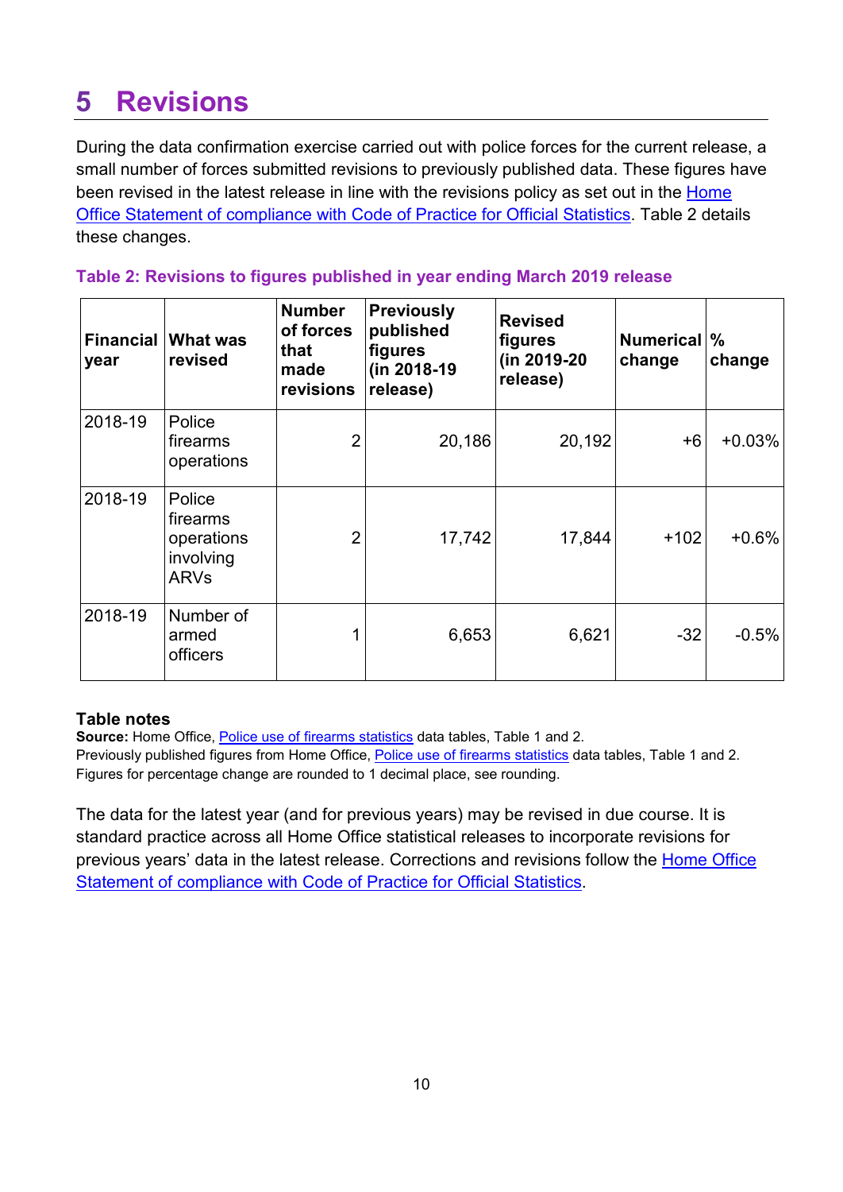# 5 Revisions

During the data confirmation exercise carried out with police forces for the current release, a small number of forces submitted revisions to previously published data. These figures have been revised in the latest release in line with the revisions policy as set out in the Home Office Statement of compliance with Code of Practice for Official Statistics. Table 2 details these changes.

### Table 2: Revisions to figures published in year ending March 2019 release

| Financial year | What was revised | Number of forces that made revisions | Previously published figures (in 2018-19 release) | Revised figures (in 2019-20 release) | Numerical change | % change |
|---|---|---|---|---|---|---|
| 2018-19 | Police firearms operations | 2 | 20,186 | 20,192 | +6 | +0.03% |
| 2018-19 | Police firearms operations involving ARVs | 2 | 17,742 | 17,844 | +102 | +0.6% |
| 2018-19 | Number of armed officers | 1 | 6,653 | 6,621 | -32 | -0.5% |

**Table notes**

**Source:** Home Office, Police use of firearms statistics data tables, Table 1 and 2.
Previously published figures from Home Office, Police use of firearms statistics data tables, Table 1 and 2.
Figures for percentage change are rounded to 1 decimal place, see rounding.

The data for the latest year (and for previous years) may be revised in due course. It is standard practice across all Home Office statistical releases to incorporate revisions for previous years' data in the latest release. Corrections and revisions follow the Home Office Statement of compliance with Code of Practice for Official Statistics.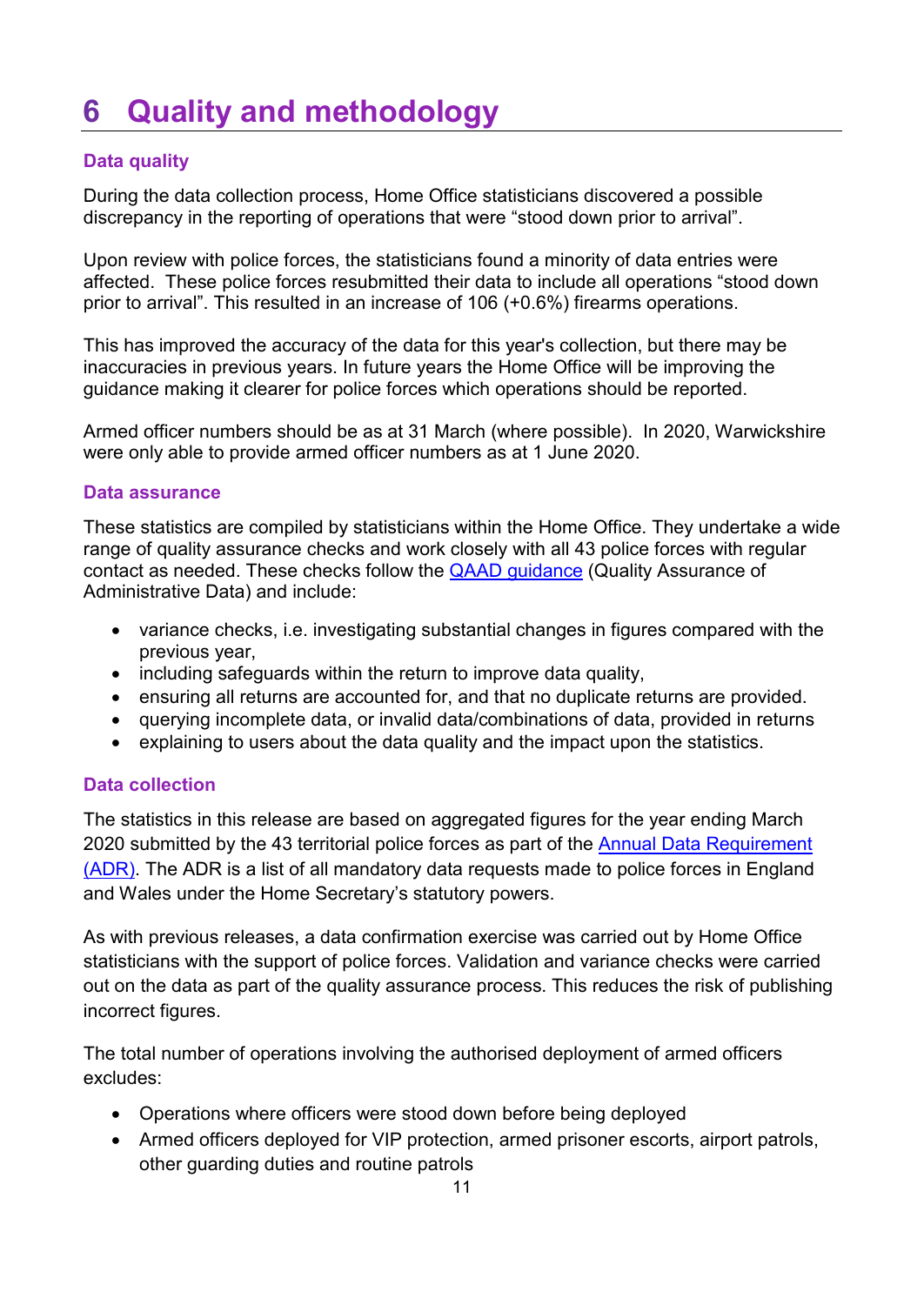# 6 Quality and methodology

### Data quality

During the data collection process, Home Office statisticians discovered a possible discrepancy in the reporting of operations that were "stood down prior to arrival".

Upon review with police forces, the statisticians found a minority of data entries were affected. These police forces resubmitted their data to include all operations "stood down prior to arrival". This resulted in an increase of 106 (+0.6%) firearms operations.

This has improved the accuracy of the data for this year's collection, but there may be inaccuracies in previous years. In future years the Home Office will be improving the guidance making it clearer for police forces which operations should be reported.

Armed officer numbers should be as at 31 March (where possible). In 2020, Warwickshire were only able to provide armed officer numbers as at 1 June 2020.

### Data assurance

These statistics are compiled by statisticians within the Home Office. They undertake a wide range of quality assurance checks and work closely with all 43 police forces with regular contact as needed. These checks follow the QAAD guidance (Quality Assurance of Administrative Data) and include:

- variance checks, i.e. investigating substantial changes in figures compared with the previous year,
- including safeguards within the return to improve data quality,
- ensuring all returns are accounted for, and that no duplicate returns are provided.
- querying incomplete data, or invalid data/combinations of data, provided in returns
- explaining to users about the data quality and the impact upon the statistics.

### Data collection

The statistics in this release are based on aggregated figures for the year ending March 2020 submitted by the 43 territorial police forces as part of the Annual Data Requirement (ADR). The ADR is a list of all mandatory data requests made to police forces in England and Wales under the Home Secretary's statutory powers.

As with previous releases, a data confirmation exercise was carried out by Home Office statisticians with the support of police forces. Validation and variance checks were carried out on the data as part of the quality assurance process. This reduces the risk of publishing incorrect figures.

The total number of operations involving the authorised deployment of armed officers excludes:

- Operations where officers were stood down before being deployed
- Armed officers deployed for VIP protection, armed prisoner escorts, airport patrols, other guarding duties and routine patrols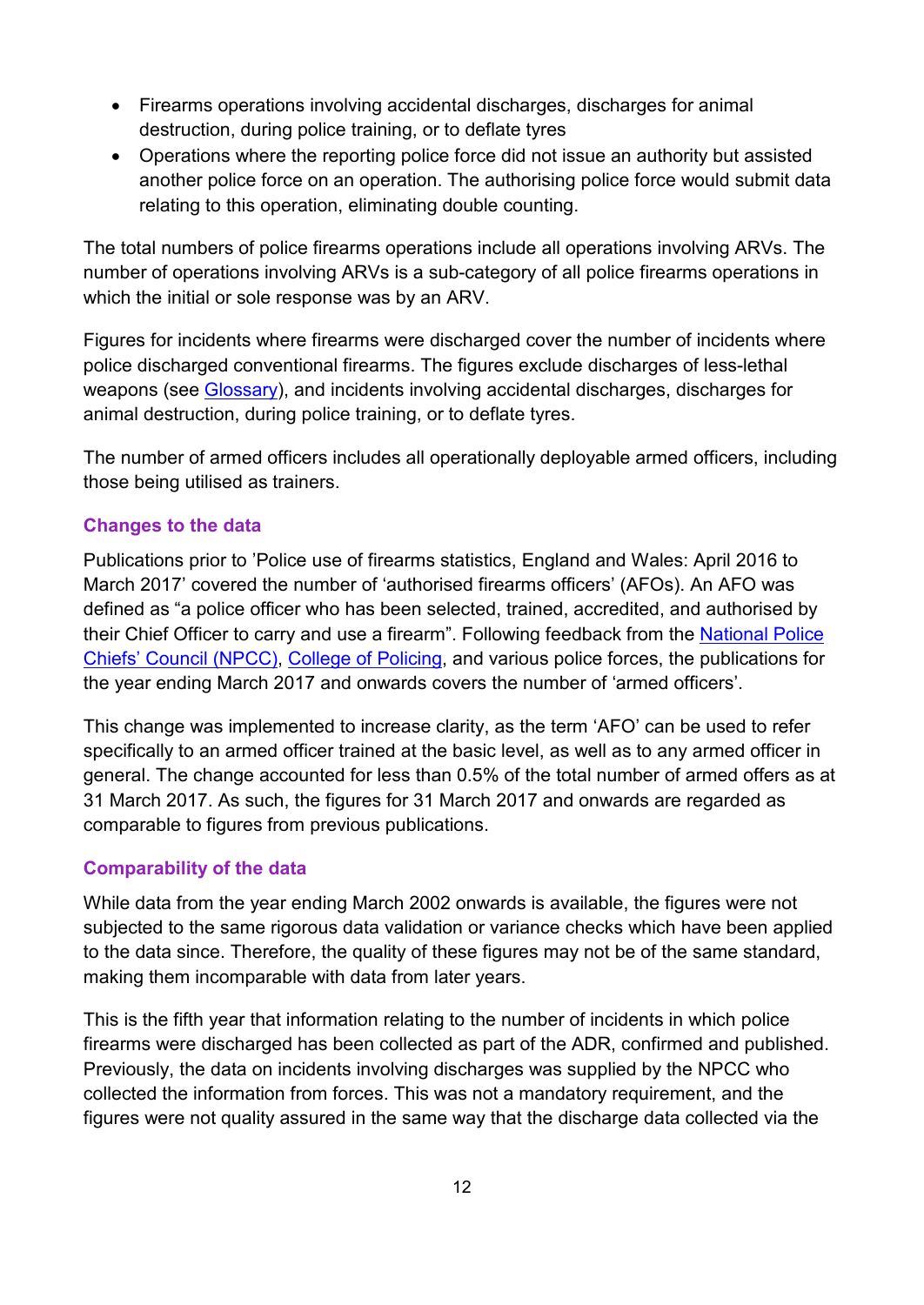- Firearms operations involving accidental discharges, discharges for animal destruction, during police training, or to deflate tyres
- Operations where the reporting police force did not issue an authority but assisted another police force on an operation. The authorising police force would submit data relating to this operation, eliminating double counting.

The total numbers of police firearms operations include all operations involving ARVs. The number of operations involving ARVs is a sub-category of all police firearms operations in which the initial or sole response was by an ARV.

Figures for incidents where firearms were discharged cover the number of incidents where police discharged conventional firearms. The figures exclude discharges of less-lethal weapons (see Glossary), and incidents involving accidental discharges, discharges for animal destruction, during police training, or to deflate tyres.

The number of armed officers includes all operationally deployable armed officers, including those being utilised as trainers.

### Changes to the data

Publications prior to 'Police use of firearms statistics, England and Wales: April 2016 to March 2017' covered the number of 'authorised firearms officers' (AFOs). An AFO was defined as "a police officer who has been selected, trained, accredited, and authorised by their Chief Officer to carry and use a firearm". Following feedback from the National Police Chiefs' Council (NPCC), College of Policing, and various police forces, the publications for the year ending March 2017 and onwards covers the number of 'armed officers'.

This change was implemented to increase clarity, as the term 'AFO' can be used to refer specifically to an armed officer trained at the basic level, as well as to any armed officer in general. The change accounted for less than 0.5% of the total number of armed offers as at 31 March 2017. As such, the figures for 31 March 2017 and onwards are regarded as comparable to figures from previous publications.

### Comparability of the data

While data from the year ending March 2002 onwards is available, the figures were not subjected to the same rigorous data validation or variance checks which have been applied to the data since. Therefore, the quality of these figures may not be of the same standard, making them incomparable with data from later years.

This is the fifth year that information relating to the number of incidents in which police firearms were discharged has been collected as part of the ADR, confirmed and published. Previously, the data on incidents involving discharges was supplied by the NPCC who collected the information from forces. This was not a mandatory requirement, and the figures were not quality assured in the same way that the discharge data collected via the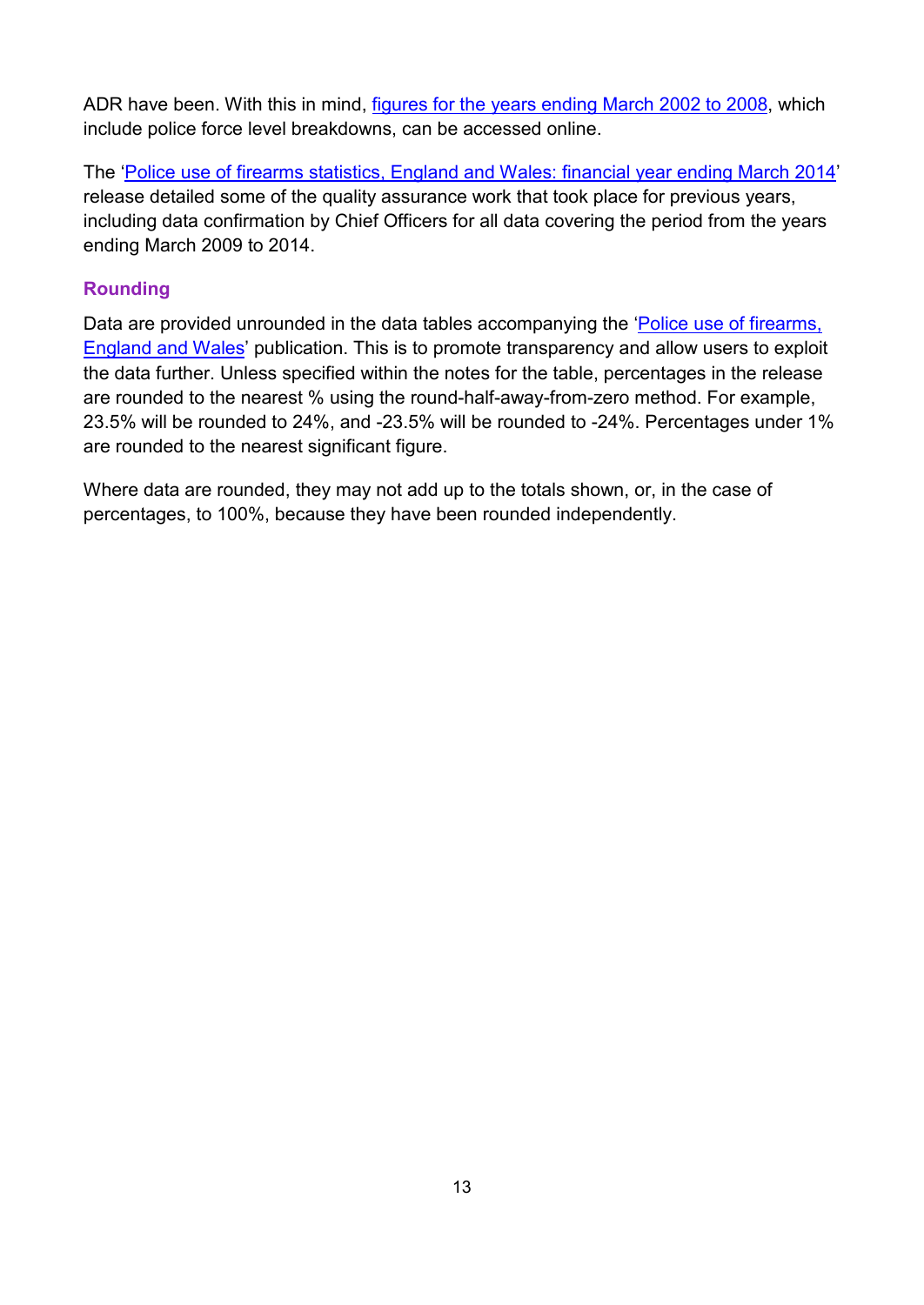ADR have been. With this in mind, figures for the years ending March 2002 to 2008, which include police force level breakdowns, can be accessed online.

The 'Police use of firearms statistics, England and Wales: financial year ending March 2014' release detailed some of the quality assurance work that took place for previous years, including data confirmation by Chief Officers for all data covering the period from the years ending March 2009 to 2014.

### Rounding

Data are provided unrounded in the data tables accompanying the 'Police use of firearms, England and Wales' publication. This is to promote transparency and allow users to exploit the data further. Unless specified within the notes for the table, percentages in the release are rounded to the nearest % using the round-half-away-from-zero method. For example, 23.5% will be rounded to 24%, and -23.5% will be rounded to -24%. Percentages under 1% are rounded to the nearest significant figure.

Where data are rounded, they may not add up to the totals shown, or, in the case of percentages, to 100%, because they have been rounded independently.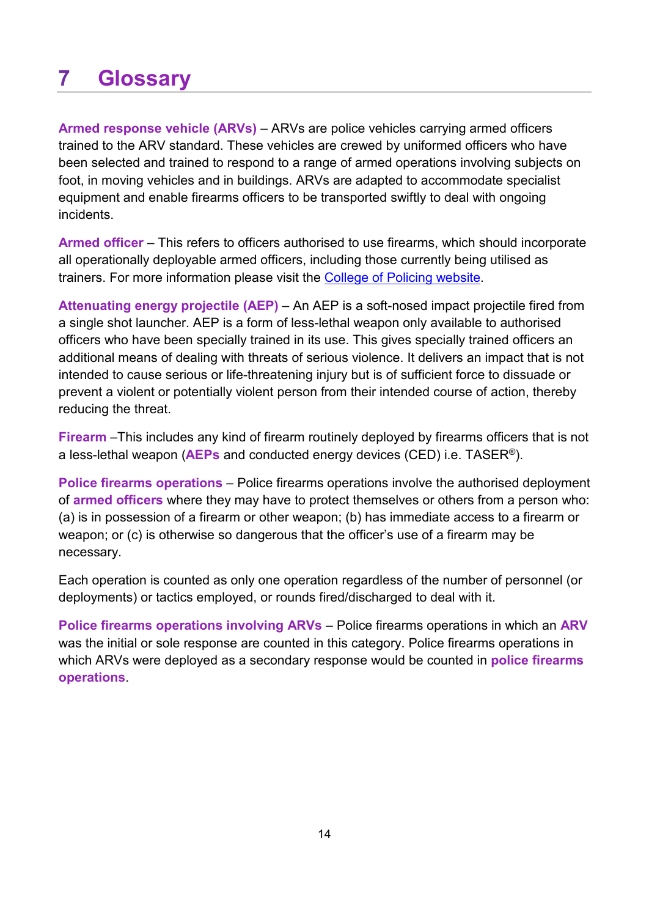# 7 Glossary

**Armed response vehicle (ARVs)** – ARVs are police vehicles carrying armed officers trained to the ARV standard. These vehicles are crewed by uniformed officers who have been selected and trained to respond to a range of armed operations involving subjects on foot, in moving vehicles and in buildings. ARVs are adapted to accommodate specialist equipment and enable firearms officers to be transported swiftly to deal with ongoing incidents.

**Armed officer** – This refers to officers authorised to use firearms, which should incorporate all operationally deployable armed officers, including those currently being utilised as trainers. For more information please visit the College of Policing website.

**Attenuating energy projectile (AEP)** – An AEP is a soft-nosed impact projectile fired from a single shot launcher. AEP is a form of less-lethal weapon only available to authorised officers who have been specially trained in its use. This gives specially trained officers an additional means of dealing with threats of serious violence. It delivers an impact that is not intended to cause serious or life-threatening injury but is of sufficient force to dissuade or prevent a violent or potentially violent person from their intended course of action, thereby reducing the threat.

**Firearm** –This includes any kind of firearm routinely deployed by firearms officers that is not a less-lethal weapon (**AEPs** and conducted energy devices (CED) i.e. TASER®).

**Police firearms operations** – Police firearms operations involve the authorised deployment of **armed officers** where they may have to protect themselves or others from a person who: (a) is in possession of a firearm or other weapon; (b) has immediate access to a firearm or weapon; or (c) is otherwise so dangerous that the officer's use of a firearm may be necessary.

Each operation is counted as only one operation regardless of the number of personnel (or deployments) or tactics employed, or rounds fired/discharged to deal with it.

**Police firearms operations involving ARVs** – Police firearms operations in which an **ARV** was the initial or sole response are counted in this category. Police firearms operations in which ARVs were deployed as a secondary response would be counted in **police firearms operations**.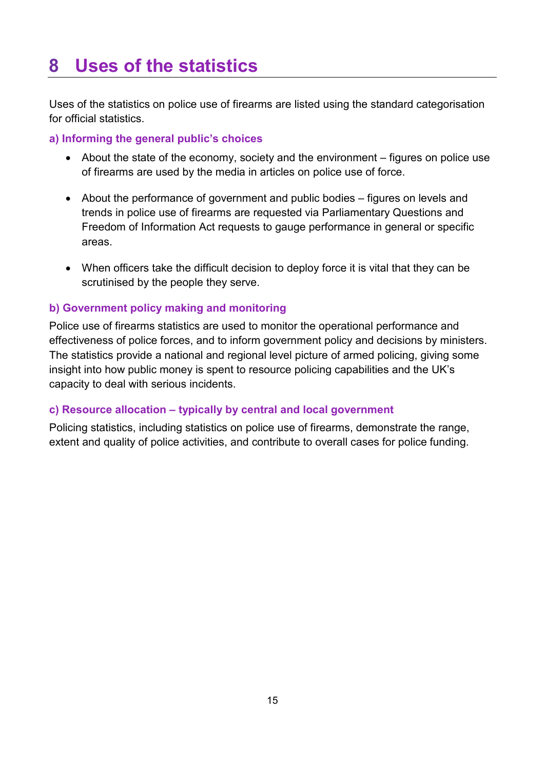# 8 Uses of the statistics

Uses of the statistics on police use of firearms are listed using the standard categorisation for official statistics.

### a) Informing the general public's choices

- About the state of the economy, society and the environment – figures on police use of firearms are used by the media in articles on police use of force.
- About the performance of government and public bodies – figures on levels and trends in police use of firearms are requested via Parliamentary Questions and Freedom of Information Act requests to gauge performance in general or specific areas.
- When officers take the difficult decision to deploy force it is vital that they can be scrutinised by the people they serve.

### b) Government policy making and monitoring

Police use of firearms statistics are used to monitor the operational performance and effectiveness of police forces, and to inform government policy and decisions by ministers. The statistics provide a national and regional level picture of armed policing, giving some insight into how public money is spent to resource policing capabilities and the UK's capacity to deal with serious incidents.

### c) Resource allocation – typically by central and local government

Policing statistics, including statistics on police use of firearms, demonstrate the range, extent and quality of police activities, and contribute to overall cases for police funding.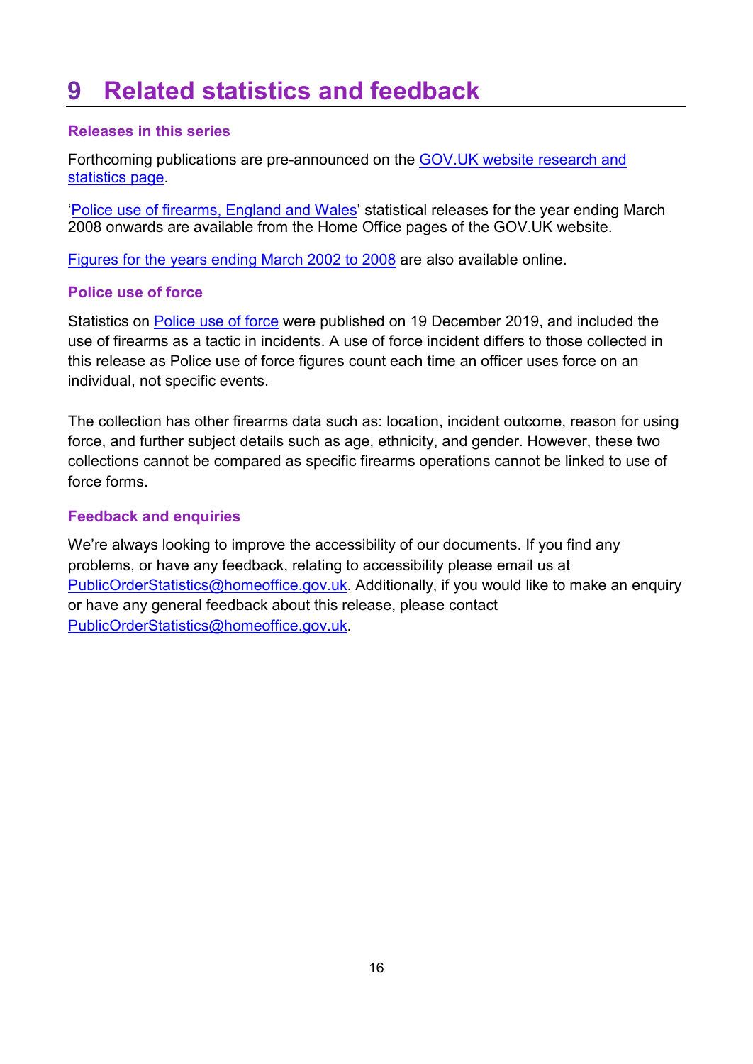# 9 Related statistics and feedback

### Releases in this series

Forthcoming publications are pre-announced on the GOV.UK website research and statistics page.

'Police use of firearms, England and Wales' statistical releases for the year ending March 2008 onwards are available from the Home Office pages of the GOV.UK website.

Figures for the years ending March 2002 to 2008 are also available online.

### Police use of force

Statistics on Police use of force were published on 19 December 2019, and included the use of firearms as a tactic in incidents. A use of force incident differs to those collected in this release as Police use of force figures count each time an officer uses force on an individual, not specific events.

The collection has other firearms data such as: location, incident outcome, reason for using force, and further subject details such as age, ethnicity, and gender. However, these two collections cannot be compared as specific firearms operations cannot be linked to use of force forms.

### Feedback and enquiries

We're always looking to improve the accessibility of our documents. If you find any problems, or have any feedback, relating to accessibility please email us at PublicOrderStatistics@homeoffice.gov.uk. Additionally, if you would like to make an enquiry or have any general feedback about this release, please contact PublicOrderStatistics@homeoffice.gov.uk.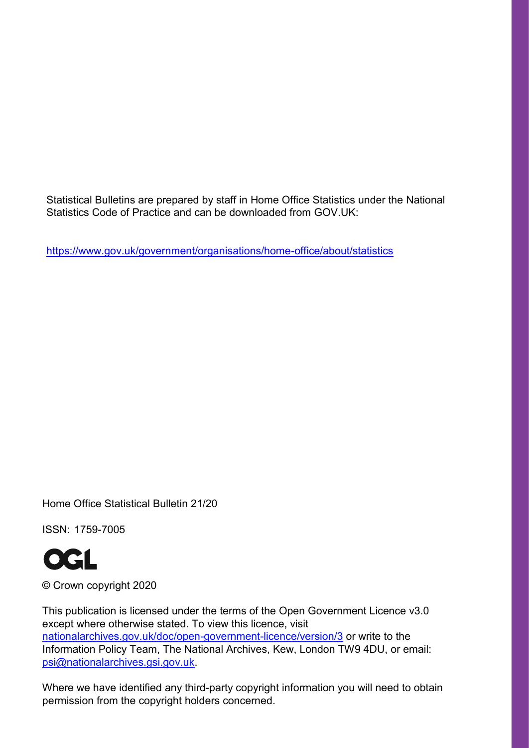Statistical Bulletins are prepared by staff in Home Office Statistics under the National Statistics Code of Practice and can be downloaded from GOV.UK:

https://www.gov.uk/government/organisations/home-office/about/statistics

Home Office Statistical Bulletin 21/20

ISSN: 1759-7005

OGL

© Crown copyright 2020

This publication is licensed under the terms of the Open Government Licence v3.0 except where otherwise stated. To view this licence, visit nationalarchives.gov.uk/doc/open-government-licence/version/3 or write to the Information Policy Team, The National Archives, Kew, London TW9 4DU, or email: psi@nationalarchives.gsi.gov.uk.

Where we have identified any third-party copyright information you will need to obtain permission from the copyright holders concerned.